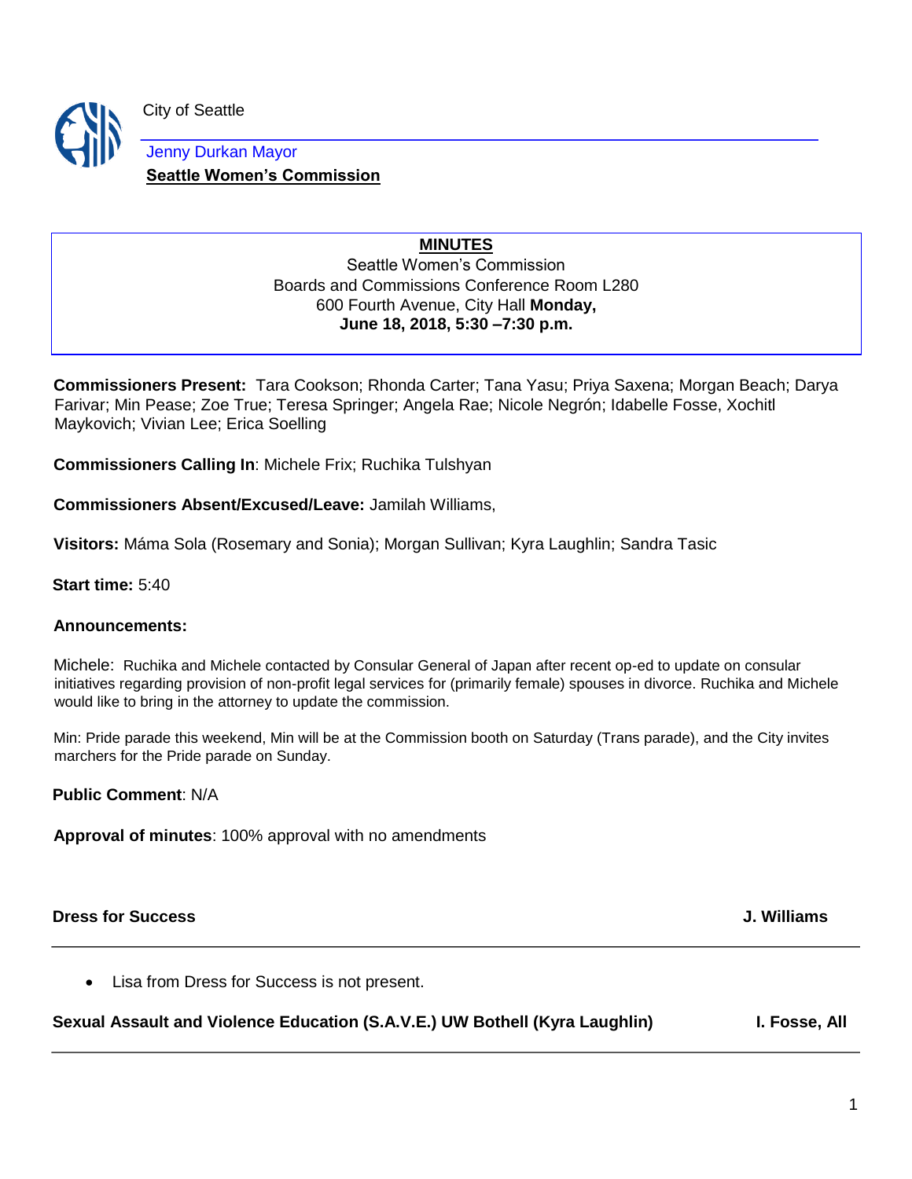City of Seattle

Jenny Durkan Mayor

**Seattle Women's Commission**

**MINUTES**

Seattle Women's Commission
Boards and Commissions Conference Room L280
600 Fourth Avenue, City Hall **Monday,**
**June 18, 2018, 5:30 –7:30 p.m.**

**Commissioners Present:** Tara Cookson; Rhonda Carter; Tana Yasu; Priya Saxena; Morgan Beach; Darya Farivar; Min Pease; Zoe True; Teresa Springer; Angela Rae; Nicole Negrón; Idabelle Fosse, Xochitl Maykovich; Vivian Lee; Erica Soelling

**Commissioners Calling In**: Michele Frix; Ruchika Tulshyan

**Commissioners Absent/Excused/Leave:** Jamilah Williams,

**Visitors:** Máma Sola (Rosemary and Sonia); Morgan Sullivan; Kyra Laughlin; Sandra Tasic

**Start time:** 5:40

**Announcements:**

Michele: Ruchika and Michele contacted by Consular General of Japan after recent op-ed to update on consular initiatives regarding provision of non-profit legal services for (primarily female) spouses in divorce. Ruchika and Michele would like to bring in the attorney to update the commission.

Min: Pride parade this weekend, Min will be at the Commission booth on Saturday (Trans parade), and the City invites marchers for the Pride parade on Sunday.

**Public Comment**: N/A

**Approval of minutes**: 100% approval with no amendments

**Dress for Success** — **J. Williams**

- Lisa from Dress for Success is not present.

**Sexual Assault and Violence Education (S.A.V.E.) UW Bothell (Kyra Laughlin)** — **I. Fosse, All**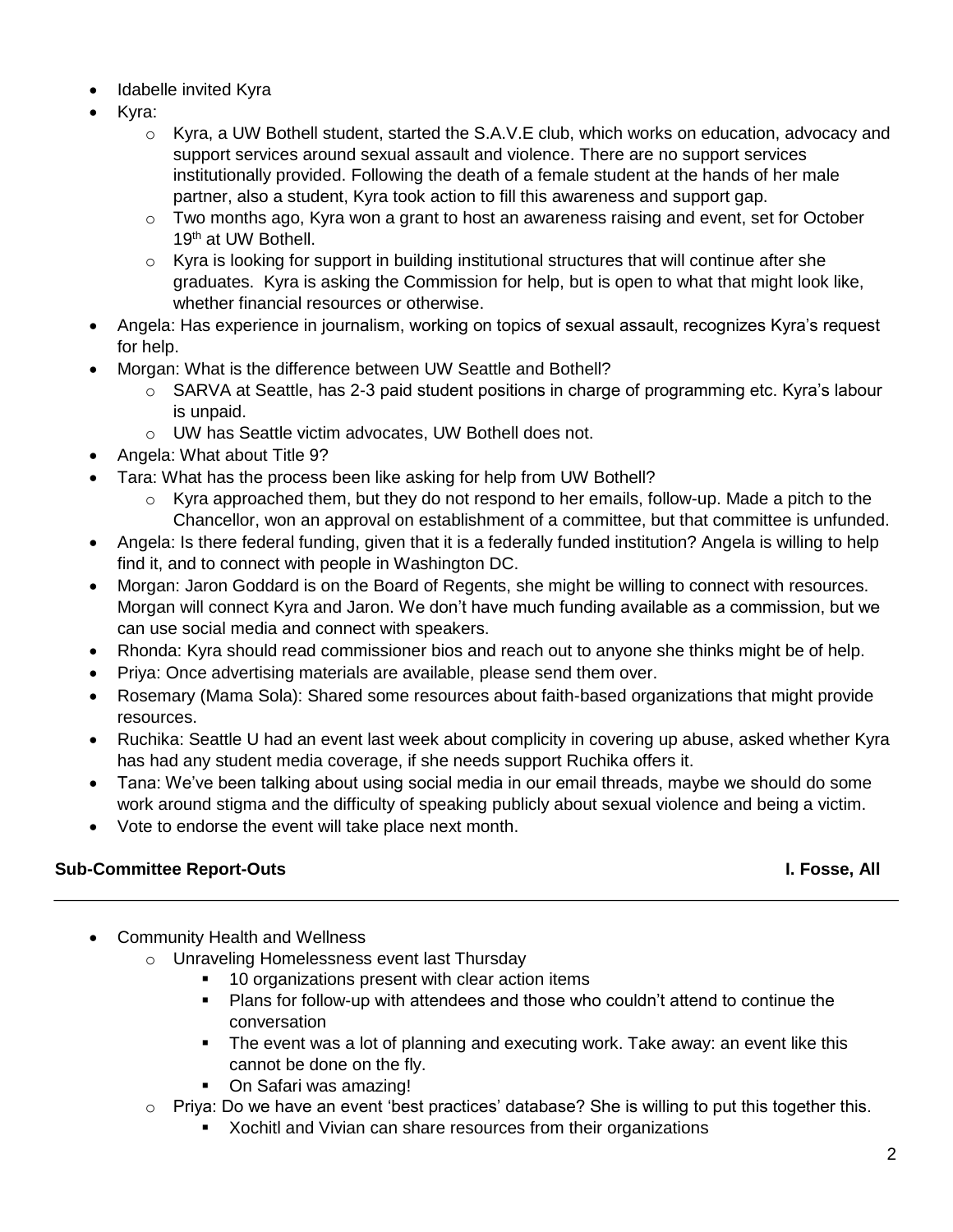- Idabelle invited Kyra
- Kyra:
  - Kyra, a UW Bothell student, started the S.A.V.E club, which works on education, advocacy and support services around sexual assault and violence. There are no support services institutionally provided. Following the death of a female student at the hands of her male partner, also a student, Kyra took action to fill this awareness and support gap.
  - Two months ago, Kyra won a grant to host an awareness raising and event, set for October 19th at UW Bothell.
  - Kyra is looking for support in building institutional structures that will continue after she graduates. Kyra is asking the Commission for help, but is open to what that might look like, whether financial resources or otherwise.
- Angela: Has experience in journalism, working on topics of sexual assault, recognizes Kyra's request for help.
- Morgan: What is the difference between UW Seattle and Bothell?
  - SARVA at Seattle, has 2-3 paid student positions in charge of programming etc. Kyra's labour is unpaid.
  - UW has Seattle victim advocates, UW Bothell does not.
- Angela: What about Title 9?
- Tara: What has the process been like asking for help from UW Bothell?
  - Kyra approached them, but they do not respond to her emails, follow-up. Made a pitch to the Chancellor, won an approval on establishment of a committee, but that committee is unfunded.
- Angela: Is there federal funding, given that it is a federally funded institution? Angela is willing to help find it, and to connect with people in Washington DC.
- Morgan: Jaron Goddard is on the Board of Regents, she might be willing to connect with resources. Morgan will connect Kyra and Jaron. We don't have much funding available as a commission, but we can use social media and connect with speakers.
- Rhonda: Kyra should read commissioner bios and reach out to anyone she thinks might be of help.
- Priya: Once advertising materials are available, please send them over.
- Rosemary (Mama Sola): Shared some resources about faith-based organizations that might provide resources.
- Ruchika: Seattle U had an event last week about complicity in covering up abuse, asked whether Kyra has had any student media coverage, if she needs support Ruchika offers it.
- Tana: We've been talking about using social media in our email threads, maybe we should do some work around stigma and the difficulty of speaking publicly about sexual violence and being a victim.
- Vote to endorse the event will take place next month.

**Sub-Committee Report-Outs** **I. Fosse, All**

---

- Community Health and Wellness
  - Unraveling Homelessness event last Thursday
    - 10 organizations present with clear action items
    - Plans for follow-up with attendees and those who couldn't attend to continue the conversation
    - The event was a lot of planning and executing work. Take away: an event like this cannot be done on the fly.
    - On Safari was amazing!
  - Priya: Do we have an event 'best practices' database? She is willing to put this together this.
    - Xochitl and Vivian can share resources from their organizations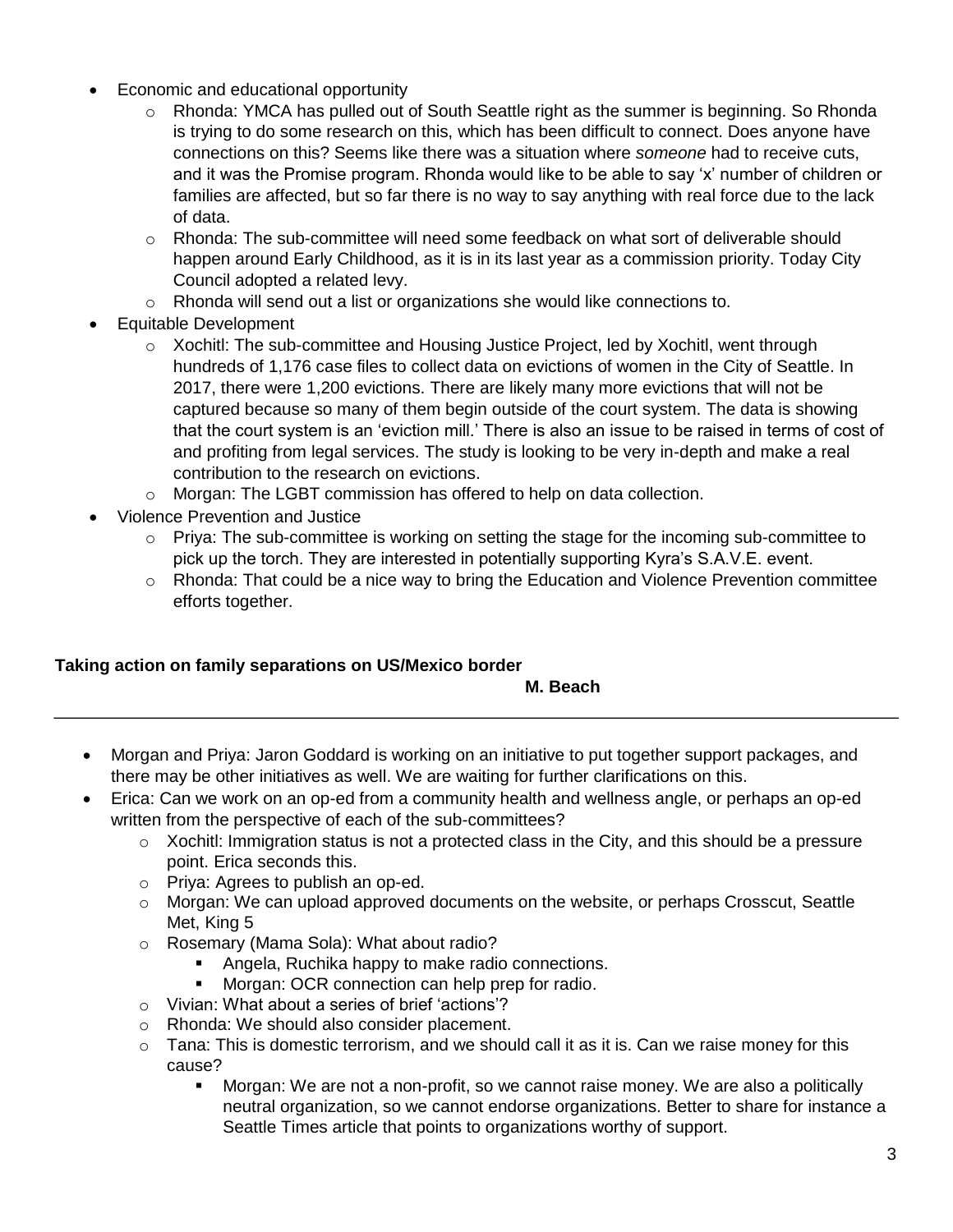- Economic and educational opportunity
    - Rhonda: YMCA has pulled out of South Seattle right as the summer is beginning. So Rhonda is trying to do some research on this, which has been difficult to connect. Does anyone have connections on this? Seems like there was a situation where *someone* had to receive cuts, and it was the Promise program. Rhonda would like to be able to say 'x' number of children or families are affected, but so far there is no way to say anything with real force due to the lack of data.
    - Rhonda: The sub-committee will need some feedback on what sort of deliverable should happen around Early Childhood, as it is in its last year as a commission priority. Today City Council adopted a related levy.
    - Rhonda will send out a list or organizations she would like connections to.
- Equitable Development
    - Xochitl: The sub-committee and Housing Justice Project, led by Xochitl, went through hundreds of 1,176 case files to collect data on evictions of women in the City of Seattle. In 2017, there were 1,200 evictions. There are likely many more evictions that will not be captured because so many of them begin outside of the court system. The data is showing that the court system is an 'eviction mill.' There is also an issue to be raised in terms of cost of and profiting from legal services. The study is looking to be very in-depth and make a real contribution to the research on evictions.
    - Morgan: The LGBT commission has offered to help on data collection.
- Violence Prevention and Justice
    - Priya: The sub-committee is working on setting the stage for the incoming sub-committee to pick up the torch. They are interested in potentially supporting Kyra's S.A.V.E. event.
    - Rhonda: That could be a nice way to bring the Education and Violence Prevention committee efforts together.

**Taking action on family separations on US/Mexico border**

**M. Beach**

---

- Morgan and Priya: Jaron Goddard is working on an initiative to put together support packages, and there may be other initiatives as well. We are waiting for further clarifications on this.
- Erica: Can we work on an op-ed from a community health and wellness angle, or perhaps an op-ed written from the perspective of each of the sub-committees?
    - Xochitl: Immigration status is not a protected class in the City, and this should be a pressure point. Erica seconds this.
    - Priya: Agrees to publish an op-ed.
    - Morgan: We can upload approved documents on the website, or perhaps Crosscut, Seattle Met, King 5
    - Rosemary (Mama Sola): What about radio?
        - Angela, Ruchika happy to make radio connections.
        - Morgan: OCR connection can help prep for radio.
    - Vivian: What about a series of brief 'actions'?
    - Rhonda: We should also consider placement.
    - Tana: This is domestic terrorism, and we should call it as it is. Can we raise money for this cause?
        - Morgan: We are not a non-profit, so we cannot raise money. We are also a politically neutral organization, so we cannot endorse organizations. Better to share for instance a Seattle Times article that points to organizations worthy of support.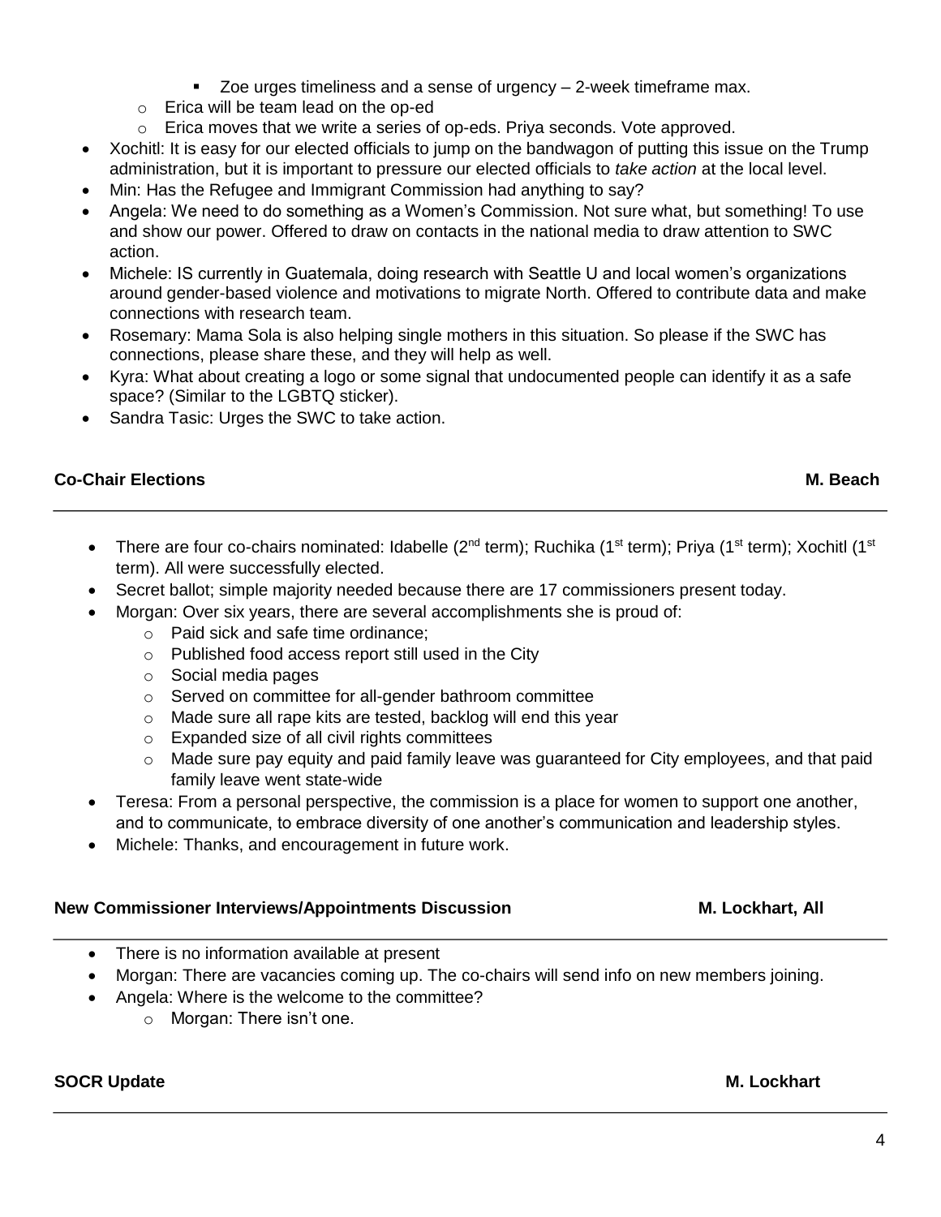- Zoe urges timeliness and a sense of urgency – 2-week timeframe max.
    - Erica will be team lead on the op-ed
    - Erica moves that we write a series of op-eds. Priya seconds. Vote approved.
- Xochitl: It is easy for our elected officials to jump on the bandwagon of putting this issue on the Trump administration, but it is important to pressure our elected officials to *take action* at the local level.
- Min: Has the Refugee and Immigrant Commission had anything to say?
- Angela: We need to do something as a Women's Commission. Not sure what, but something! To use and show our power. Offered to draw on contacts in the national media to draw attention to SWC action.
- Michele: IS currently in Guatemala, doing research with Seattle U and local women's organizations around gender-based violence and motivations to migrate North. Offered to contribute data and make connections with research team.
- Rosemary: Mama Sola is also helping single mothers in this situation. So please if the SWC has connections, please share these, and they will help as well.
- Kyra: What about creating a logo or some signal that undocumented people can identify it as a safe space? (Similar to the LGBTQ sticker).
- Sandra Tasic: Urges the SWC to take action.

**Co-Chair Elections** **M. Beach**

---

- There are four co-chairs nominated: Idabelle (2nd term); Ruchika (1st term); Priya (1st term); Xochitl (1st term). All were successfully elected.
- Secret ballot; simple majority needed because there are 17 commissioners present today.
- Morgan: Over six years, there are several accomplishments she is proud of:
    - Paid sick and safe time ordinance;
    - Published food access report still used in the City
    - Social media pages
    - Served on committee for all-gender bathroom committee
    - Made sure all rape kits are tested, backlog will end this year
    - Expanded size of all civil rights committees
    - Made sure pay equity and paid family leave was guaranteed for City employees, and that paid family leave went state-wide
- Teresa: From a personal perspective, the commission is a place for women to support one another, and to communicate, to embrace diversity of one another's communication and leadership styles.
- Michele: Thanks, and encouragement in future work.

**New Commissioner Interviews/Appointments Discussion** **M. Lockhart, All**

---

- There is no information available at present
- Morgan: There are vacancies coming up. The co-chairs will send info on new members joining.
- Angela: Where is the welcome to the committee?
    - Morgan: There isn't one.

**SOCR Update** **M. Lockhart**

---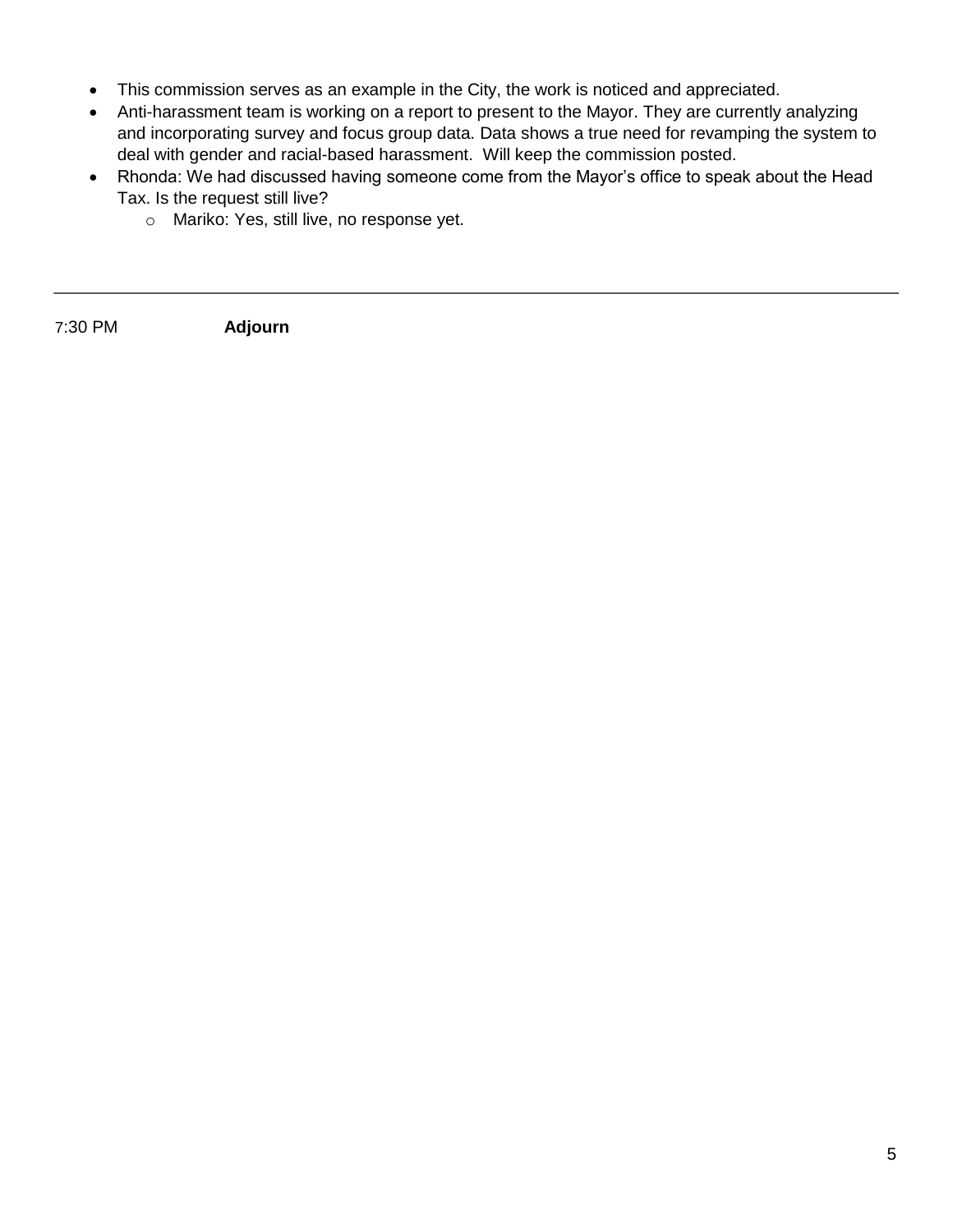- This commission serves as an example in the City, the work is noticed and appreciated.
- Anti-harassment team is working on a report to present to the Mayor. They are currently analyzing and incorporating survey and focus group data. Data shows a true need for revamping the system to deal with gender and racial-based harassment. Will keep the commission posted.
- Rhonda: We had discussed having someone come from the Mayor's office to speak about the Head Tax. Is the request still live?
  - Mariko: Yes, still live, no response yet.

---

7:30 PM **Adjourn**